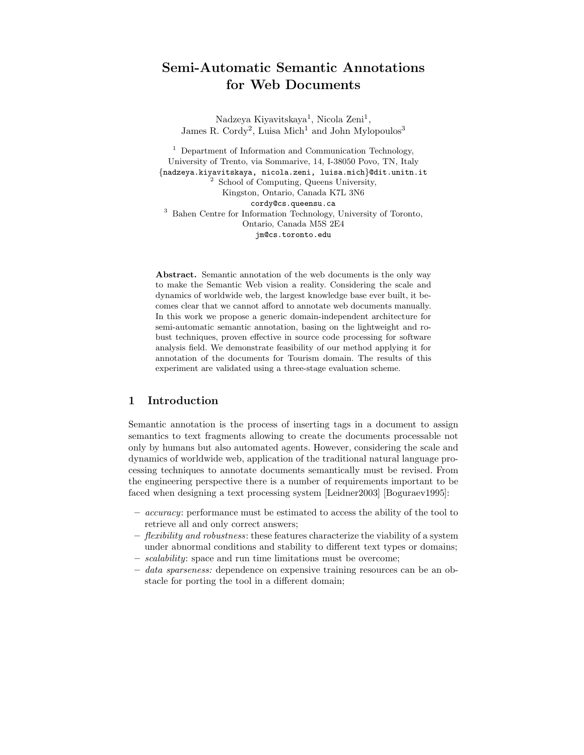# Semi-Automatic Semantic Annotations for Web Documents

Nadzeya Kiyavitskaya[1], Nicola Zeni[1], James R. Cordy[2], Luisa Mich[1] and John Mylopoulos[3]

[1] Department of Information and Communication Technology, University of Trento, via Sommarive, 14, I-38050 Povo, TN, Italy
{nadzeya.kiyavitskaya, nicola.zeni, luisa.mich}@dit.unitn.it

[2] School of Computing, Queens University, Kingston, Ontario, Canada K7L 3N6
cordy@cs.queensu.ca

[3] Bahen Centre for Information Technology, University of Toronto, Ontario, Canada M5S 2E4
jm@cs.toronto.edu

**Abstract.** Semantic annotation of the web documents is the only way to make the Semantic Web vision a reality. Considering the scale and dynamics of worldwide web, the largest knowledge base ever built, it becomes clear that we cannot afford to annotate web documents manually. In this work we propose a generic domain-independent architecture for semi-automatic semantic annotation, basing on the lightweight and robust techniques, proven effective in source code processing for software analysis field. We demonstrate feasibility of our method applying it for annotation of the documents for Tourism domain. The results of this experiment are validated using a three-stage evaluation scheme.

## 1 Introduction

Semantic annotation is the process of inserting tags in a document to assign semantics to text fragments allowing to create the documents processable not only by humans but also automated agents. However, considering the scale and dynamics of worldwide web, application of the traditional natural language processing techniques to annotate documents semantically must be revised. From the engineering perspective there is a number of requirements important to be faced when designing a text processing system [Leidner2003] [Boguraev1995]:

- *accuracy*: performance must be estimated to access the ability of the tool to retrieve all and only correct answers;
- *flexibility and robustness*: these features characterize the viability of a system under abnormal conditions and stability to different text types or domains;
- *scalability*: space and run time limitations must be overcome;
- *data sparseness:* dependence on expensive training resources can be an obstacle for porting the tool in a different domain;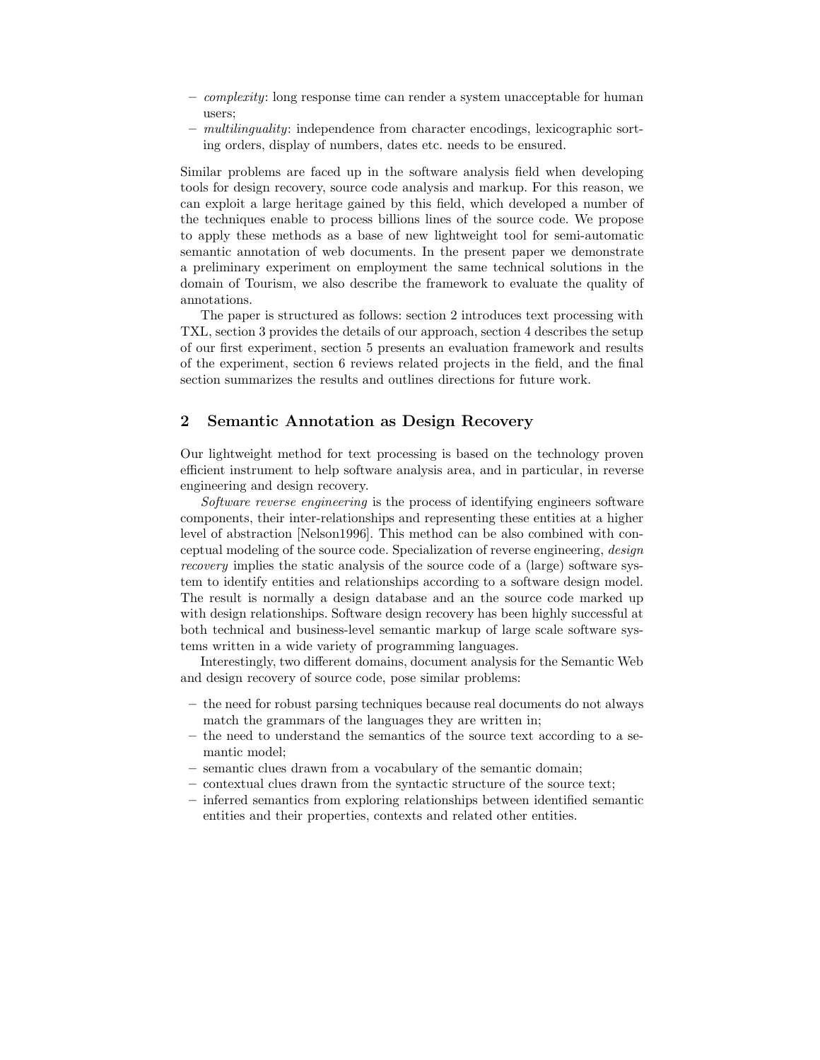- *complexity*: long response time can render a system unacceptable for human users;
- *multilinguality*: independence from character encodings, lexicographic sorting orders, display of numbers, dates etc. needs to be ensured.

Similar problems are faced up in the software analysis field when developing tools for design recovery, source code analysis and markup. For this reason, we can exploit a large heritage gained by this field, which developed a number of the techniques enable to process billions lines of the source code. We propose to apply these methods as a base of new lightweight tool for semi-automatic semantic annotation of web documents. In the present paper we demonstrate a preliminary experiment on employment the same technical solutions in the domain of Tourism, we also describe the framework to evaluate the quality of annotations.

The paper is structured as follows: section 2 introduces text processing with TXL, section 3 provides the details of our approach, section 4 describes the setup of our first experiment, section 5 presents an evaluation framework and results of the experiment, section 6 reviews related projects in the field, and the final section summarizes the results and outlines directions for future work.

## 2 Semantic Annotation as Design Recovery

Our lightweight method for text processing is based on the technology proven efficient instrument to help software analysis area, and in particular, in reverse engineering and design recovery.

*Software reverse engineering* is the process of identifying engineers software components, their inter-relationships and representing these entities at a higher level of abstraction [Nelson1996]. This method can be also combined with conceptual modeling of the source code. Specialization of reverse engineering, *design recovery* implies the static analysis of the source code of a (large) software system to identify entities and relationships according to a software design model. The result is normally a design database and an the source code marked up with design relationships. Software design recovery has been highly successful at both technical and business-level semantic markup of large scale software systems written in a wide variety of programming languages.

Interestingly, two different domains, document analysis for the Semantic Web and design recovery of source code, pose similar problems:

- the need for robust parsing techniques because real documents do not always match the grammars of the languages they are written in;
- the need to understand the semantics of the source text according to a semantic model;
- semantic clues drawn from a vocabulary of the semantic domain;
- contextual clues drawn from the syntactic structure of the source text;
- inferred semantics from exploring relationships between identified semantic entities and their properties, contexts and related other entities.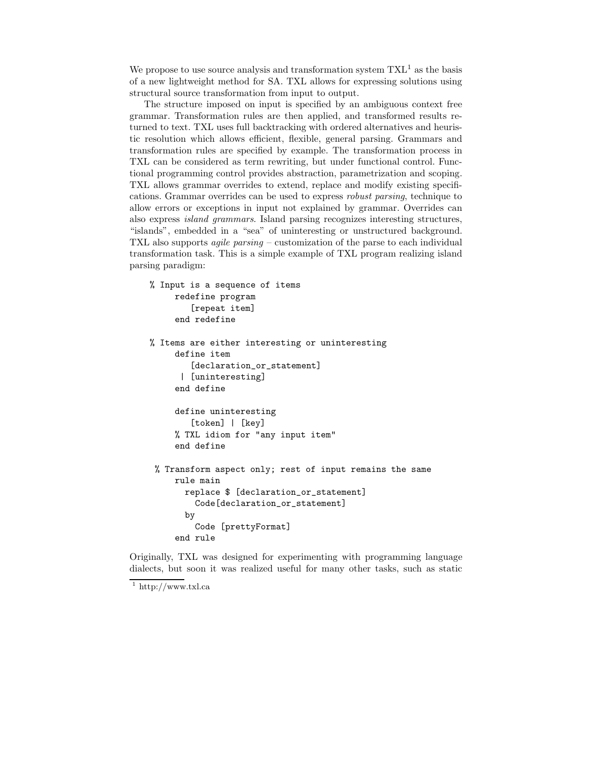We propose to use source analysis and transformation system TXL[1] as the basis of a new lightweight method for SA. TXL allows for expressing solutions using structural source transformation from input to output.

The structure imposed on input is specified by an ambiguous context free grammar. Transformation rules are then applied, and transformed results returned to text. TXL uses full backtracking with ordered alternatives and heuristic resolution which allows efficient, flexible, general parsing. Grammars and transformation rules are specified by example. The transformation process in TXL can be considered as term rewriting, but under functional control. Functional programming control provides abstraction, parametrization and scoping. TXL allows grammar overrides to extend, replace and modify existing specifications. Grammar overrides can be used to express *robust parsing*, technique to allow errors or exceptions in input not explained by grammar. Overrides can also express *island grammars*. Island parsing recognizes interesting structures, "islands", embedded in a "sea" of uninteresting or unstructured background. TXL also supports *agile parsing* – customization of the parse to each individual transformation task. This is a simple example of TXL program realizing island parsing paradigm:

```
% Input is a sequence of items
    redefine program
       [repeat item]
    end redefine

% Items are either interesting or uninteresting
    define item
       [declaration_or_statement]
     | [uninteresting]
    end define

    define uninteresting
       [token] | [key]
    % TXL idiom for "any input item"
    end define

 % Transform aspect only; rest of input remains the same
    rule main
      replace $ [declaration_or_statement]
        Code[declaration_or_statement]
      by
        Code [prettyFormat]
    end rule
```

Originally, TXL was designed for experimenting with programming language dialects, but soon it was realized useful for many other tasks, such as static

[1] http://www.txl.ca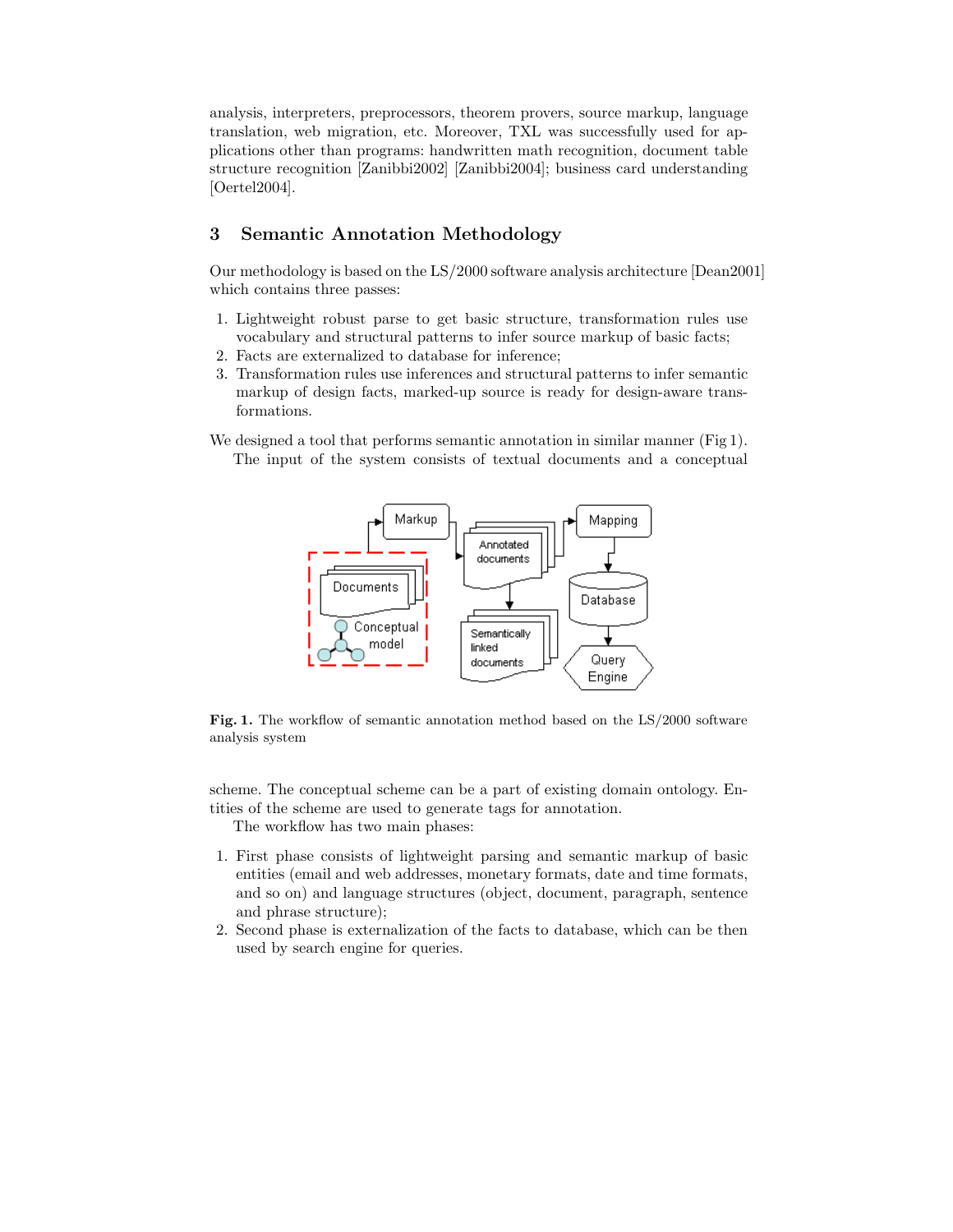analysis, interpreters, preprocessors, theorem provers, source markup, language translation, web migration, etc. Moreover, TXL was successfully used for applications other than programs: handwritten math recognition, document table structure recognition [Zanibbi2002] [Zanibbi2004]; business card understanding [Oertel2004].

## 3 Semantic Annotation Methodology

Our methodology is based on the LS/2000 software analysis architecture [Dean2001] which contains three passes:

1. Lightweight robust parse to get basic structure, transformation rules use vocabulary and structural patterns to infer source markup of basic facts;
2. Facts are externalized to database for inference;
3. Transformation rules use inferences and structural patterns to infer semantic markup of design facts, marked-up source is ready for design-aware transformations.

We designed a tool that performs semantic annotation in similar manner (Fig 1).

The input of the system consists of textual documents and a conceptual scheme. The conceptual scheme can be a part of existing domain ontology. Entities of the scheme are used to generate tags for annotation.

**Fig. 1.** The workflow of semantic annotation method based on the LS/2000 software analysis system

The workflow has two main phases:

1. First phase consists of lightweight parsing and semantic markup of basic entities (email and web addresses, monetary formats, date and time formats, and so on) and language structures (object, document, paragraph, sentence and phrase structure);
2. Second phase is externalization of the facts to database, which can be then used by search engine for queries.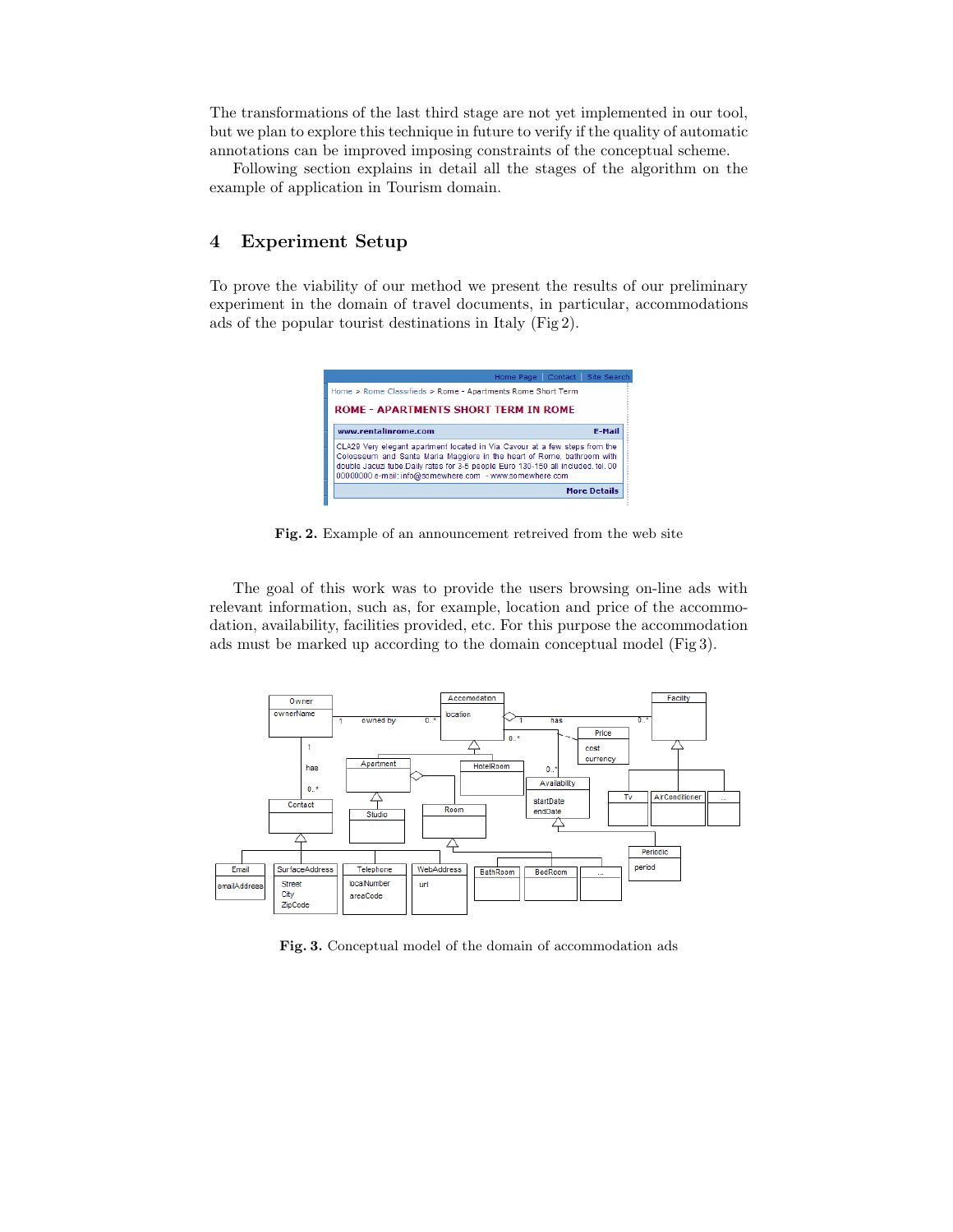The transformations of the last third stage are not yet implemented in our tool, but we plan to explore this technique in future to verify if the quality of automatic annotations can be improved imposing constraints of the conceptual scheme.

Following section explains in detail all the stages of the algorithm on the example of application in Tourism domain.

## 4 Experiment Setup

To prove the viability of our method we present the results of our preliminary experiment in the domain of travel documents, in particular, accommodations ads of the popular tourist destinations in Italy (Fig 2).

**Fig. 2.** Example of an announcement retreived from the web site

The goal of this work was to provide the users browsing on-line ads with relevant information, such as, for example, location and price of the accommodation, availability, facilities provided, etc. For this purpose the accommodation ads must be marked up according to the domain conceptual model (Fig 3).

**Fig. 3.** Conceptual model of the domain of accommodation ads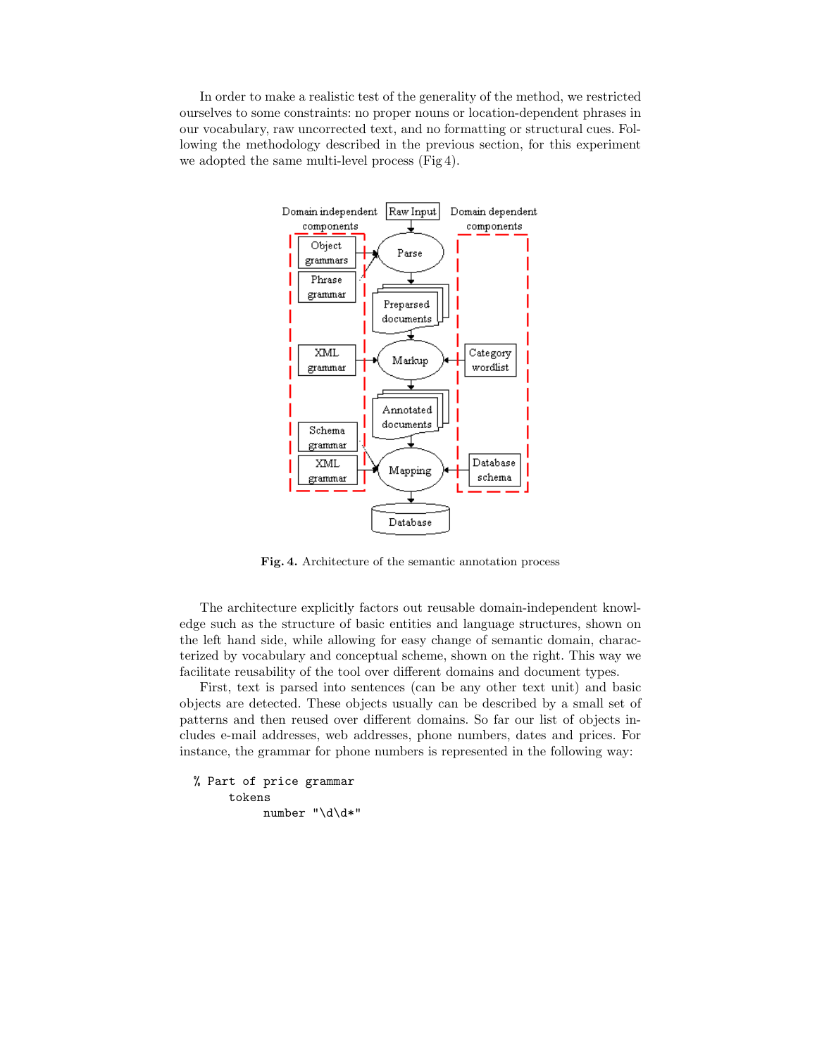In order to make a realistic test of the generality of the method, we restricted ourselves to some constraints: no proper nouns or location-dependent phrases in our vocabulary, raw uncorrected text, and no formatting or structural cues. Following the methodology described in the previous section, for this experiment we adopted the same multi-level process (Fig 4).

Fig. 4. Architecture of the semantic annotation process

The architecture explicitly factors out reusable domain-independent knowledge such as the structure of basic entities and language structures, shown on the left hand side, while allowing for easy change of semantic domain, characterized by vocabulary and conceptual scheme, shown on the right. This way we facilitate reusability of the tool over different domains and document types.

First, text is parsed into sentences (can be any other text unit) and basic objects are detected. These objects usually can be described by a small set of patterns and then reused over different domains. So far our list of objects includes e-mail addresses, web addresses, phone numbers, dates and prices. For instance, the grammar for phone numbers is represented in the following way:

```
% Part of price grammar
     tokens
          number "\d\d*"
```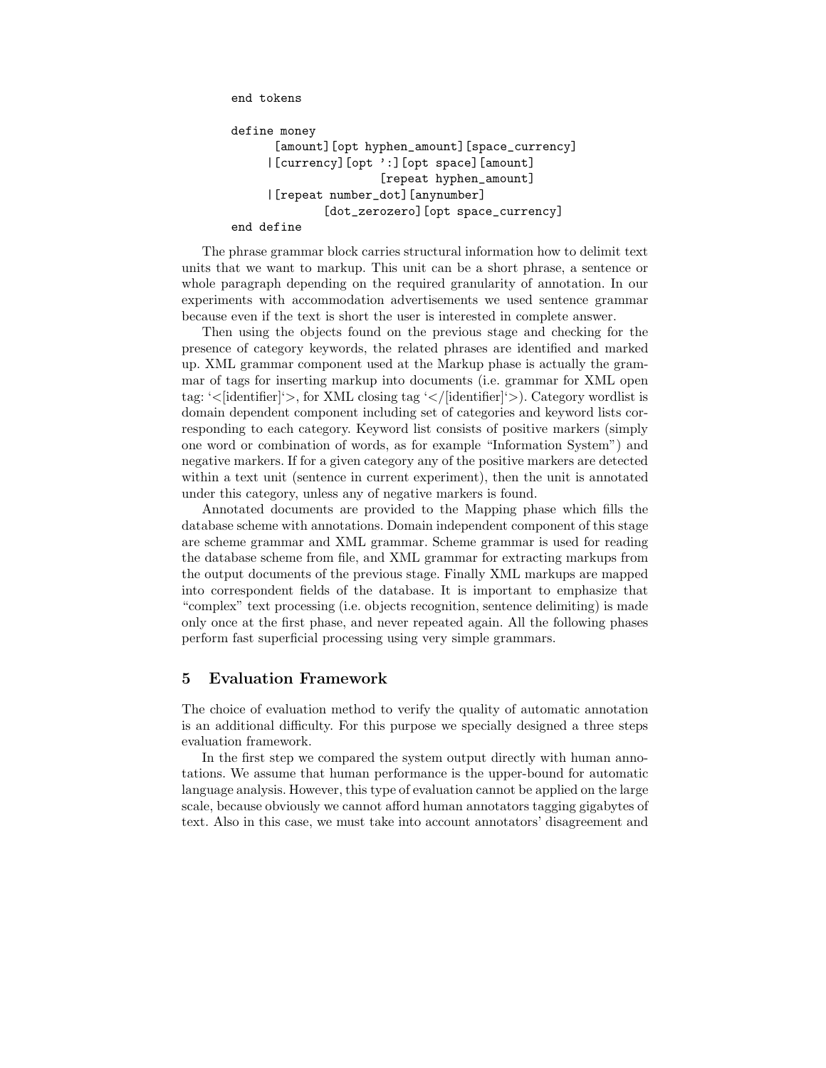```
end tokens

define money
       [amount][opt hyphen_amount][space_currency]
      |[currency][opt ':][opt space][amount]
                          [repeat hyphen_amount]
      |[repeat number_dot][anynumber]
                [dot_zerozero][opt space_currency]
end define
```

The phrase grammar block carries structural information how to delimit text units that we want to markup. This unit can be a short phrase, a sentence or whole paragraph depending on the required granularity of annotation. In our experiments with accommodation advertisements we used sentence grammar because even if the text is short the user is interested in complete answer.

Then using the objects found on the previous stage and checking for the presence of category keywords, the related phrases are identified and marked up. XML grammar component used at the Markup phase is actually the grammar of tags for inserting markup into documents (i.e. grammar for XML open tag: '<[identifier]'>, for XML closing tag '</[identifier]'>). Category wordlist is domain dependent component including set of categories and keyword lists corresponding to each category. Keyword list consists of positive markers (simply one word or combination of words, as for example "Information System") and negative markers. If for a given category any of the positive markers are detected within a text unit (sentence in current experiment), then the unit is annotated under this category, unless any of negative markers is found.

Annotated documents are provided to the Mapping phase which fills the database scheme with annotations. Domain independent component of this stage are scheme grammar and XML grammar. Scheme grammar is used for reading the database scheme from file, and XML grammar for extracting markups from the output documents of the previous stage. Finally XML markups are mapped into correspondent fields of the database. It is important to emphasize that "complex" text processing (i.e. objects recognition, sentence delimiting) is made only once at the first phase, and never repeated again. All the following phases perform fast superficial processing using very simple grammars.

## 5 Evaluation Framework

The choice of evaluation method to verify the quality of automatic annotation is an additional difficulty. For this purpose we specially designed a three steps evaluation framework.

In the first step we compared the system output directly with human annotations. We assume that human performance is the upper-bound for automatic language analysis. However, this type of evaluation cannot be applied on the large scale, because obviously we cannot afford human annotators tagging gigabytes of text. Also in this case, we must take into account annotators' disagreement and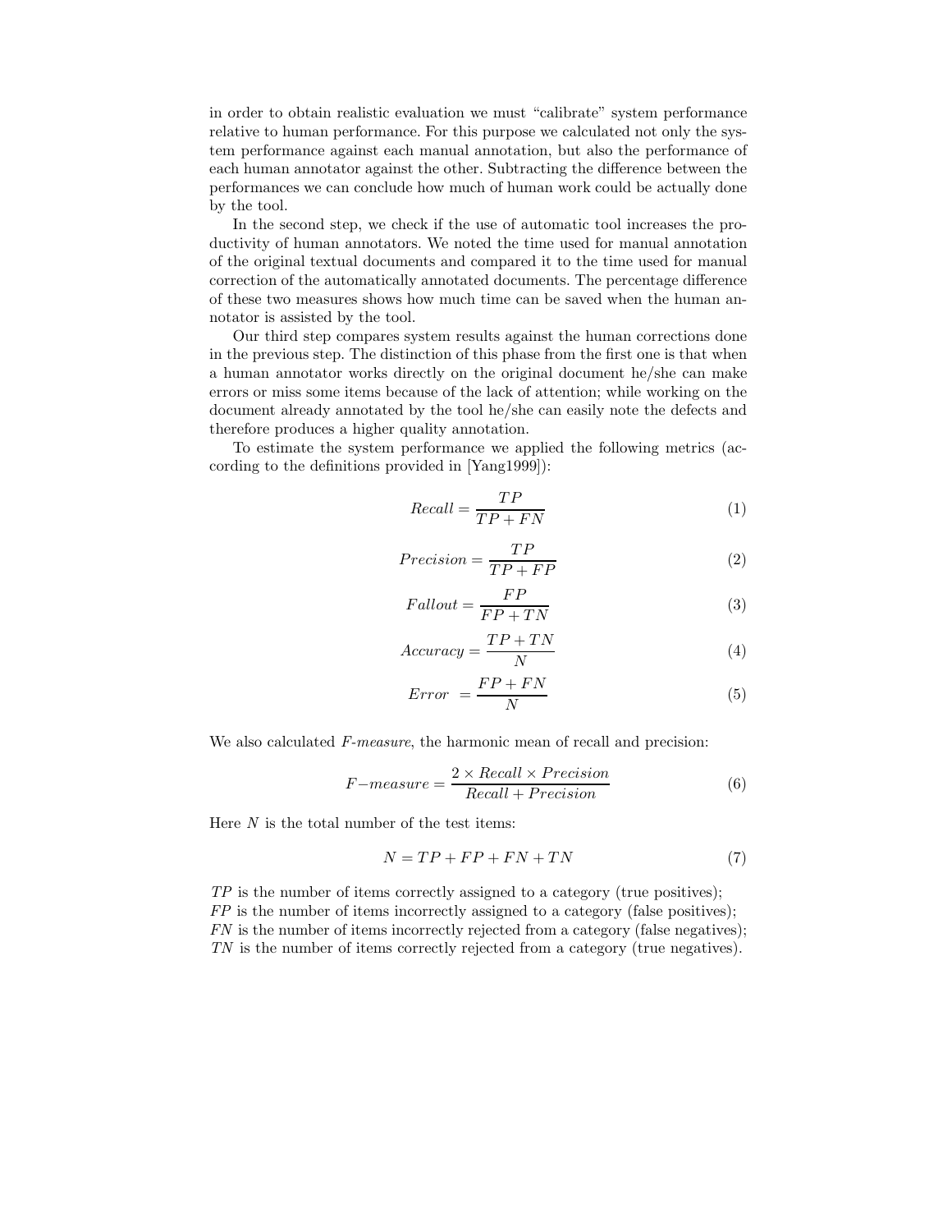in order to obtain realistic evaluation we must "calibrate" system performance relative to human performance. For this purpose we calculated not only the system performance against each manual annotation, but also the performance of each human annotator against the other. Subtracting the difference between the performances we can conclude how much of human work could be actually done by the tool.

In the second step, we check if the use of automatic tool increases the productivity of human annotators. We noted the time used for manual annotation of the original textual documents and compared it to the time used for manual correction of the automatically annotated documents. The percentage difference of these two measures shows how much time can be saved when the human annotator is assisted by the tool.

Our third step compares system results against the human corrections done in the previous step. The distinction of this phase from the first one is that when a human annotator works directly on the original document he/she can make errors or miss some items because of the lack of attention; while working on the document already annotated by the tool he/she can easily note the defects and therefore produces a higher quality annotation.

To estimate the system performance we applied the following metrics (according to the definitions provided in [Yang1999]):

$$Recall = \frac{TP}{TP + FN} \tag{1}$$

$$Precision = \frac{TP}{TP + FP} \tag{2}$$

$$Fallout = \frac{FP}{FP + TN} \tag{3}$$

$$Accuracy = \frac{TP + TN}{N} \tag{4}$$

$$Error = \frac{FP + FN}{N} \tag{5}$$

We also calculated *F-measure*, the harmonic mean of recall and precision:

$$F{-}measure = \frac{2 \times Recall \times Precision}{Recall + Precision} \tag{6}$$

Here $N$ is the total number of the test items:

$$N = TP + FP + FN + TN \tag{7}$$

$TP$ is the number of items correctly assigned to a category (true positives);
$FP$ is the number of items incorrectly assigned to a category (false positives);
$FN$ is the number of items incorrectly rejected from a category (false negatives);
$TN$ is the number of items correctly rejected from a category (true negatives).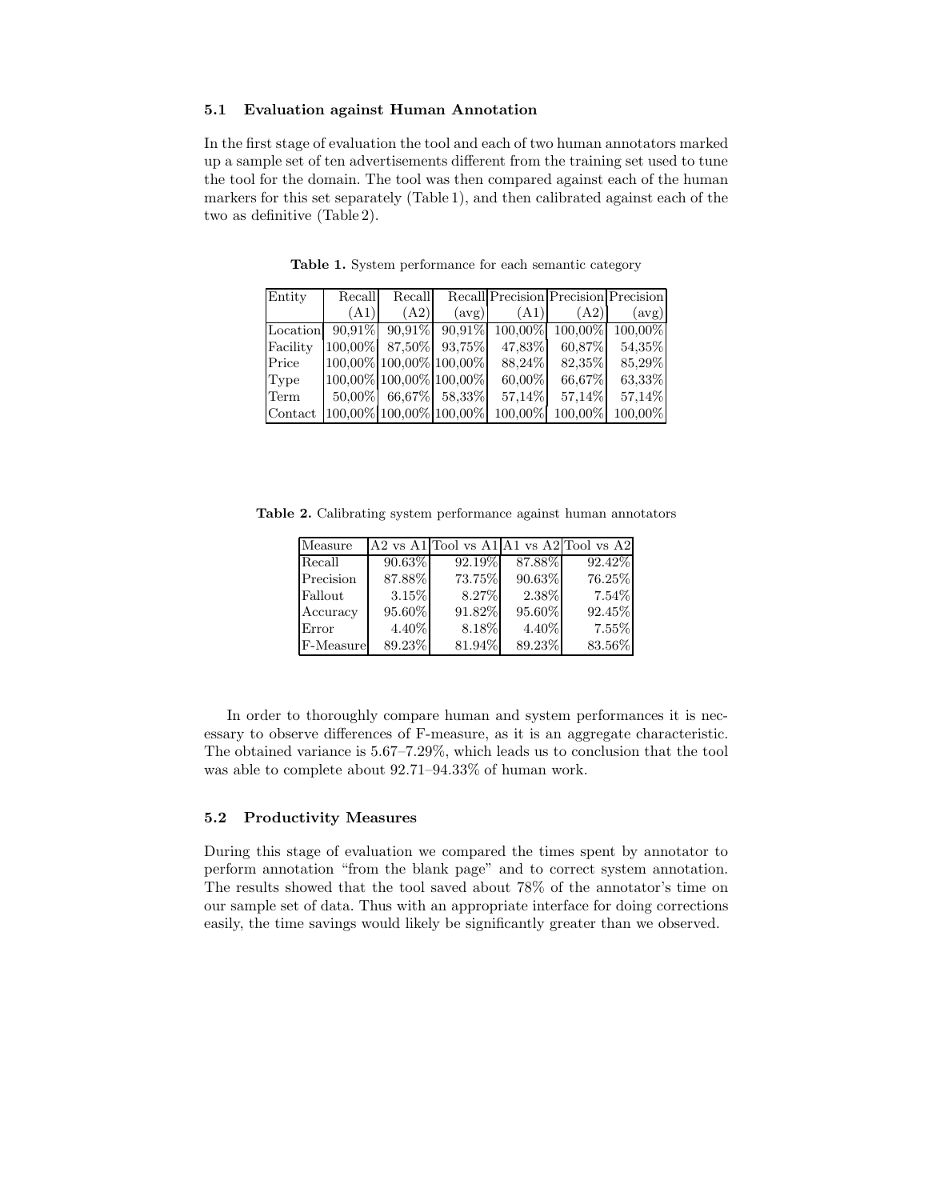### 5.1 Evaluation against Human Annotation

In the first stage of evaluation the tool and each of two human annotators marked up a sample set of ten advertisements different from the training set used to tune the tool for the domain. The tool was then compared against each of the human markers for this set separately (Table 1), and then calibrated against each of the two as definitive (Table 2).

**Table 1.** System performance for each semantic category

| Entity | Recall (A1) | Recall (A2) | Recall (avg) | Precision (A1) | Precision (A2) | Precision (avg) |
|---|---|---|---|---|---|---|
| Location | 90,91% | 90,91% | 90,91% | 100,00% | 100,00% | 100,00% |
| Facility | 100,00% | 87,50% | 93,75% | 47,83% | 60,87% | 54,35% |
| Price | 100,00% | 100,00% | 100,00% | 88,24% | 82,35% | 85,29% |
| Type | 100,00% | 100,00% | 100,00% | 60,00% | 66,67% | 63,33% |
| Term | 50,00% | 66,67% | 58,33% | 57,14% | 57,14% | 57,14% |
| Contact | 100,00% | 100,00% | 100,00% | 100,00% | 100,00% | 100,00% |

**Table 2.** Calibrating system performance against human annotators

| Measure | A2 vs A1 | Tool vs A1 | A1 vs A2 | Tool vs A2 |
|---|---|---|---|---|
| Recall | 90.63% | 92.19% | 87.88% | 92.42% |
| Precision | 87.88% | 73.75% | 90.63% | 76.25% |
| Fallout | 3.15% | 8.27% | 2.38% | 7.54% |
| Accuracy | 95.60% | 91.82% | 95.60% | 92.45% |
| Error | 4.40% | 8.18% | 4.40% | 7.55% |
| F-Measure | 89.23% | 81.94% | 89.23% | 83.56% |

In order to thoroughly compare human and system performances it is necessary to observe differences of F-measure, as it is an aggregate characteristic. The obtained variance is 5.67–7.29%, which leads us to conclusion that the tool was able to complete about 92.71–94.33% of human work.

### 5.2 Productivity Measures

During this stage of evaluation we compared the times spent by annotator to perform annotation "from the blank page" and to correct system annotation. The results showed that the tool saved about 78% of the annotator's time on our sample set of data. Thus with an appropriate interface for doing corrections easily, the time savings would likely be significantly greater than we observed.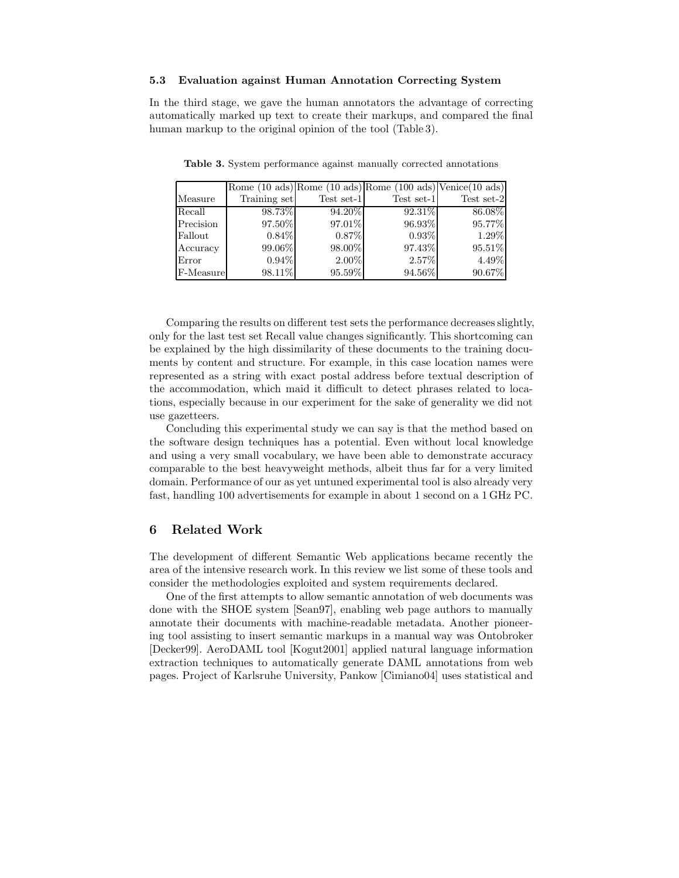### 5.3 Evaluation against Human Annotation Correcting System

In the third stage, we gave the human annotators the advantage of correcting automatically marked up text to create their markups, and compared the final human markup to the original opinion of the tool (Table 3).

**Table 3.** System performance against manually corrected annotations

| | Rome (10 ads) | Rome (10 ads) | Rome (100 ads) | Venice(10 ads) |
|---|---|---|---|---|
| Measure | Training set | Test set-1 | Test set-1 | Test set-2 |
| Recall | 98.73% | 94.20% | 92.31% | 86.08% |
| Precision | 97.50% | 97.01% | 96.93% | 95.77% |
| Fallout | 0.84% | 0.87% | 0.93% | 1.29% |
| Accuracy | 99.06% | 98.00% | 97.43% | 95.51% |
| Error | 0.94% | 2.00% | 2.57% | 4.49% |
| F-Measure | 98.11% | 95.59% | 94.56% | 90.67% |

Comparing the results on different test sets the performance decreases slightly, only for the last test set Recall value changes significantly. This shortcoming can be explained by the high dissimilarity of these documents to the training documents by content and structure. For example, in this case location names were represented as a string with exact postal address before textual description of the accommodation, which maid it difficult to detect phrases related to locations, especially because in our experiment for the sake of generality we did not use gazetteers.

Concluding this experimental study we can say is that the method based on the software design techniques has a potential. Even without local knowledge and using a very small vocabulary, we have been able to demonstrate accuracy comparable to the best heavyweight methods, albeit thus far for a very limited domain. Performance of our as yet untuned experimental tool is also already very fast, handling 100 advertisements for example in about 1 second on a 1 GHz PC.

## 6 Related Work

The development of different Semantic Web applications became recently the area of the intensive research work. In this review we list some of these tools and consider the methodologies exploited and system requirements declared.

One of the first attempts to allow semantic annotation of web documents was done with the SHOE system [Sean97], enabling web page authors to manually annotate their documents with machine-readable metadata. Another pioneering tool assisting to insert semantic markups in a manual way was Ontobroker [Decker99]. AeroDAML tool [Kogut2001] applied natural language information extraction techniques to automatically generate DAML annotations from web pages. Project of Karlsruhe University, Pankow [Cimiano04] uses statistical and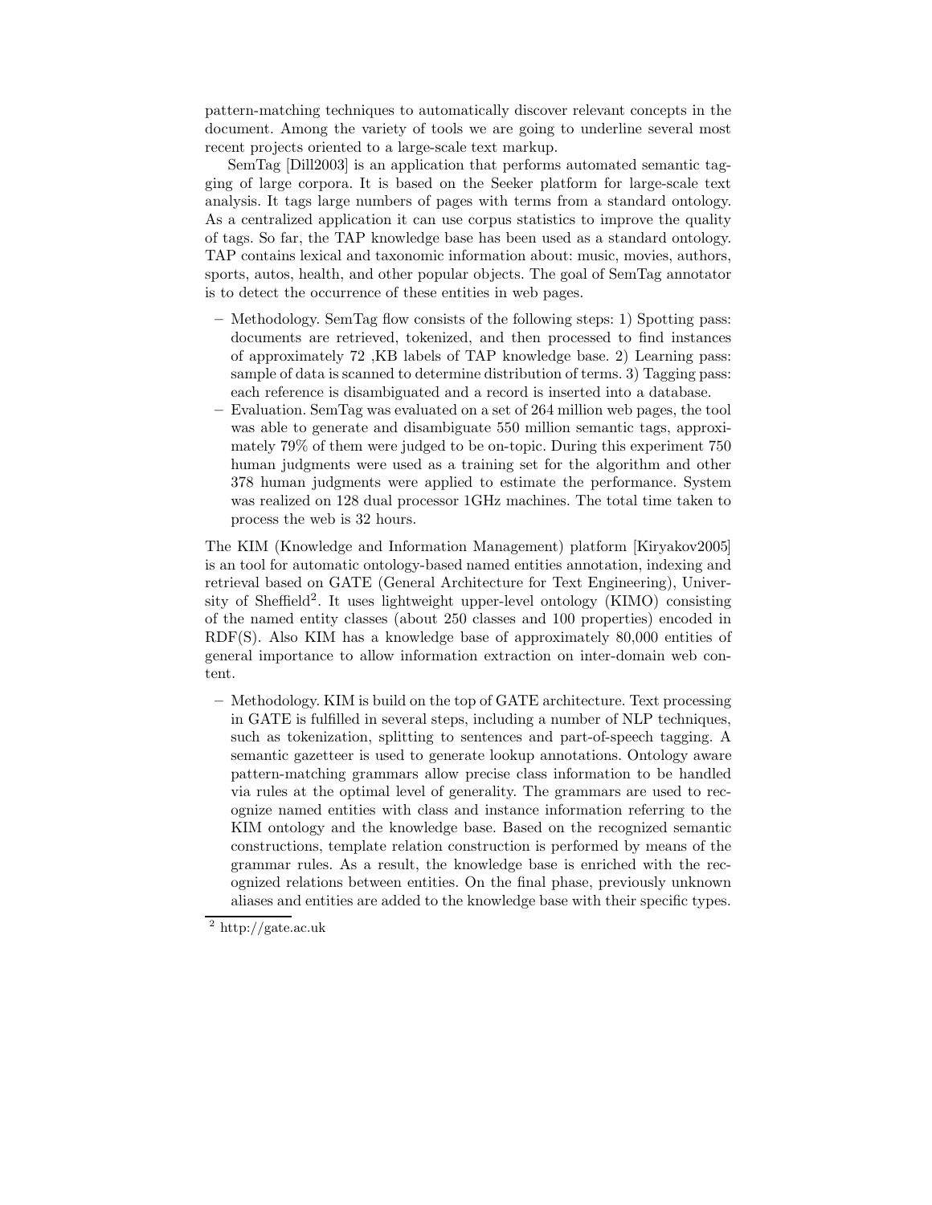pattern-matching techniques to automatically discover relevant concepts in the document. Among the variety of tools we are going to underline several most recent projects oriented to a large-scale text markup.

SemTag [Dill2003] is an application that performs automated semantic tagging of large corpora. It is based on the Seeker platform for large-scale text analysis. It tags large numbers of pages with terms from a standard ontology. As a centralized application it can use corpus statistics to improve the quality of tags. So far, the TAP knowledge base has been used as a standard ontology. TAP contains lexical and taxonomic information about: music, movies, authors, sports, autos, health, and other popular objects. The goal of SemTag annotator is to detect the occurrence of these entities in web pages.

- Methodology. SemTag flow consists of the following steps: 1) Spotting pass: documents are retrieved, tokenized, and then processed to find instances of approximately 72 ,KB labels of TAP knowledge base. 2) Learning pass: sample of data is scanned to determine distribution of terms. 3) Tagging pass: each reference is disambiguated and a record is inserted into a database.
- Evaluation. SemTag was evaluated on a set of 264 million web pages, the tool was able to generate and disambiguate 550 million semantic tags, approximately 79% of them were judged to be on-topic. During this experiment 750 human judgments were used as a training set for the algorithm and other 378 human judgments were applied to estimate the performance. System was realized on 128 dual processor 1GHz machines. The total time taken to process the web is 32 hours.

The KIM (Knowledge and Information Management) platform [Kiryakov2005] is an tool for automatic ontology-based named entities annotation, indexing and retrieval based on GATE (General Architecture for Text Engineering), University of Sheffield[2]. It uses lightweight upper-level ontology (KIMO) consisting of the named entity classes (about 250 classes and 100 properties) encoded in RDF(S). Also KIM has a knowledge base of approximately 80,000 entities of general importance to allow information extraction on inter-domain web content.

- Methodology. KIM is build on the top of GATE architecture. Text processing in GATE is fulfilled in several steps, including a number of NLP techniques, such as tokenization, splitting to sentences and part-of-speech tagging. A semantic gazetteer is used to generate lookup annotations. Ontology aware pattern-matching grammars allow precise class information to be handled via rules at the optimal level of generality. The grammars are used to recognize named entities with class and instance information referring to the KIM ontology and the knowledge base. Based on the recognized semantic constructions, template relation construction is performed by means of the grammar rules. As a result, the knowledge base is enriched with the recognized relations between entities. On the final phase, previously unknown aliases and entities are added to the knowledge base with their specific types.

[2] http://gate.ac.uk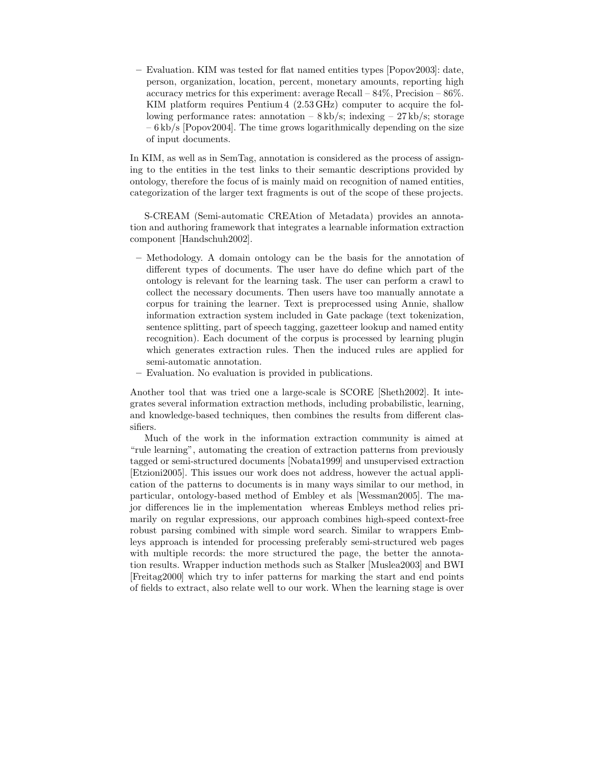- Evaluation. KIM was tested for flat named entities types [Popov2003]: date, person, organization, location, percent, monetary amounts, reporting high accuracy metrics for this experiment: average Recall – 84%, Precision – 86%. KIM platform requires Pentium 4 (2.53 GHz) computer to acquire the following performance rates: annotation – 8 kb/s; indexing – 27 kb/s; storage – 6 kb/s [Popov2004]. The time grows logarithmically depending on the size of input documents.

In KIM, as well as in SemTag, annotation is considered as the process of assigning to the entities in the test links to their semantic descriptions provided by ontology, therefore the focus of is mainly maid on recognition of named entities, categorization of the larger text fragments is out of the scope of these projects.

S-CREAM (Semi-automatic CREAtion of Metadata) provides an annotation and authoring framework that integrates a learnable information extraction component [Handschuh2002].

- Methodology. A domain ontology can be the basis for the annotation of different types of documents. The user have do define which part of the ontology is relevant for the learning task. The user can perform a crawl to collect the necessary documents. Then users have too manually annotate a corpus for training the learner. Text is preprocessed using Annie, shallow information extraction system included in Gate package (text tokenization, sentence splitting, part of speech tagging, gazetteer lookup and named entity recognition). Each document of the corpus is processed by learning plugin which generates extraction rules. Then the induced rules are applied for semi-automatic annotation.
- Evaluation. No evaluation is provided in publications.

Another tool that was tried one a large-scale is SCORE [Sheth2002]. It integrates several information extraction methods, including probabilistic, learning, and knowledge-based techniques, then combines the results from different classifiers.

Much of the work in the information extraction community is aimed at "rule learning", automating the creation of extraction patterns from previously tagged or semi-structured documents [Nobata1999] and unsupervised extraction [Etzioni2005]. This issues our work does not address, however the actual application of the patterns to documents is in many ways similar to our method, in particular, ontology-based method of Embley et als [Wessman2005]. The major differences lie in the implementation whereas Embleys method relies primarily on regular expressions, our approach combines high-speed context-free robust parsing combined with simple word search. Similar to wrappers Embleys approach is intended for processing preferably semi-structured web pages with multiple records: the more structured the page, the better the annotation results. Wrapper induction methods such as Stalker [Muslea2003] and BWI [Freitag2000] which try to infer patterns for marking the start and end points of fields to extract, also relate well to our work. When the learning stage is over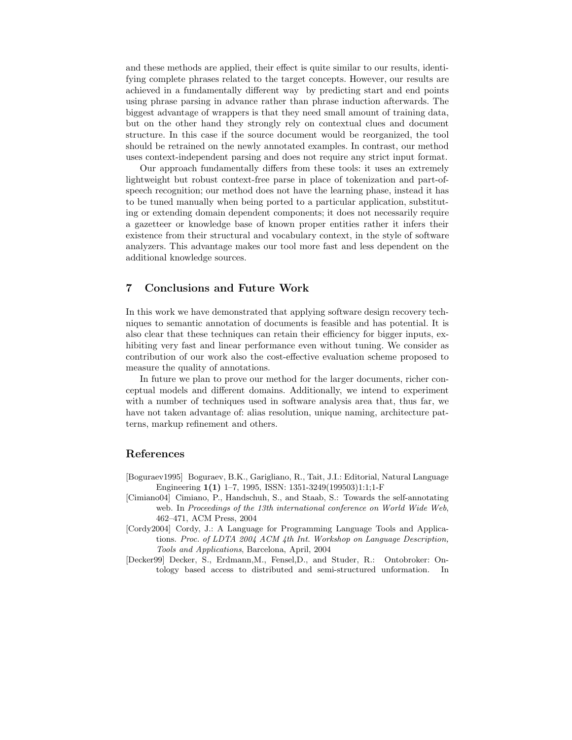and these methods are applied, their effect is quite similar to our results, identifying complete phrases related to the target concepts. However, our results are achieved in a fundamentally different way by predicting start and end points using phrase parsing in advance rather than phrase induction afterwards. The biggest advantage of wrappers is that they need small amount of training data, but on the other hand they strongly rely on contextual clues and document structure. In this case if the source document would be reorganized, the tool should be retrained on the newly annotated examples. In contrast, our method uses context-independent parsing and does not require any strict input format.

Our approach fundamentally differs from these tools: it uses an extremely lightweight but robust context-free parse in place of tokenization and part-of-speech recognition; our method does not have the learning phase, instead it has to be tuned manually when being ported to a particular application, substituting or extending domain dependent components; it does not necessarily require a gazetteer or knowledge base of known proper entities rather it infers their existence from their structural and vocabulary context, in the style of software analyzers. This advantage makes our tool more fast and less dependent on the additional knowledge sources.

## 7 Conclusions and Future Work

In this work we have demonstrated that applying software design recovery techniques to semantic annotation of documents is feasible and has potential. It is also clear that these techniques can retain their efficiency for bigger inputs, exhibiting very fast and linear performance even without tuning. We consider as contribution of our work also the cost-effective evaluation scheme proposed to measure the quality of annotations.

In future we plan to prove our method for the larger documents, richer conceptual models and different domains. Additionally, we intend to experiment with a number of techniques used in software analysis area that, thus far, we have not taken advantage of: alias resolution, unique naming, architecture patterns, markup refinement and others.

## References

[Boguraev1995] Boguraev, B.K., Garigliano, R., Tait, J.I.: Editorial, Natural Language Engineering **1(1)** 1–7, 1995, ISSN: 1351-3249(199503)1:1;1-F

[Cimiano04] Cimiano, P., Handschuh, S., and Staab, S.: Towards the self-annotating web. In *Proceedings of the 13th international conference on World Wide Web*, 462–471, ACM Press, 2004

[Cordy2004] Cordy, J.: A Language for Programming Language Tools and Applications. *Proc. of LDTA 2004 ACM 4th Int. Workshop on Language Description, Tools and Applications*, Barcelona, April, 2004

[Decker99] Decker, S., Erdmann,M., Fensel,D., and Studer, R.: Ontobroker: Ontology based access to distributed and semi-structured unformation. In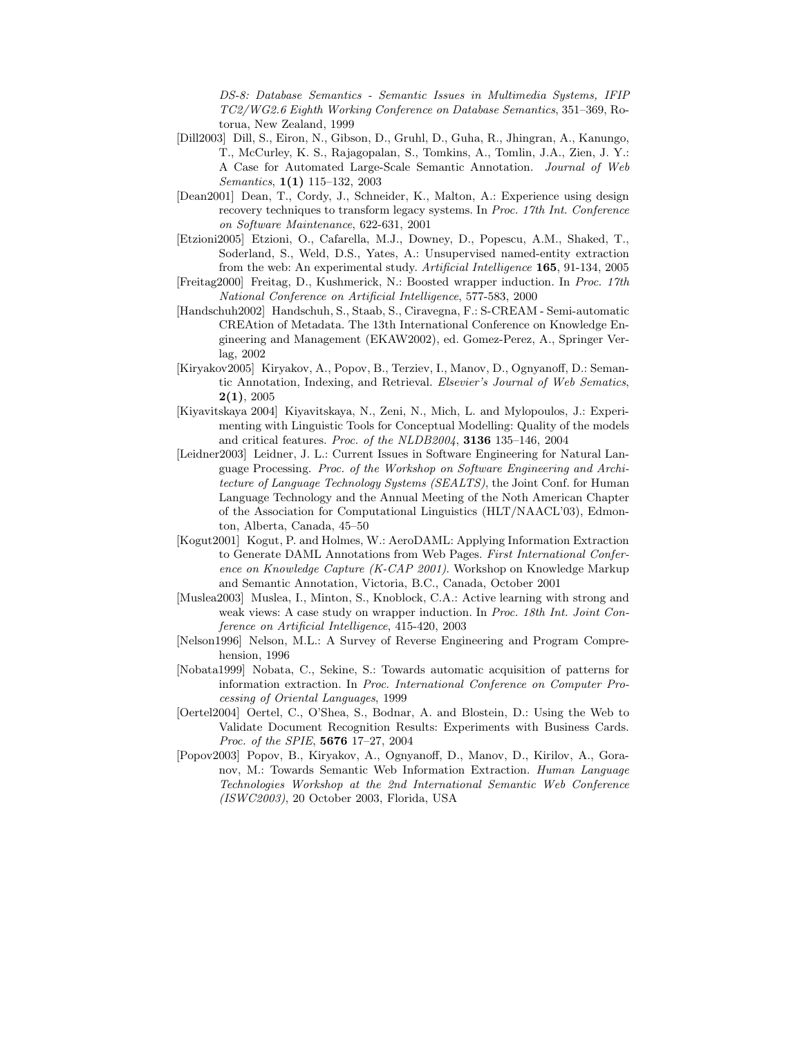*DS-8: Database Semantics - Semantic Issues in Multimedia Systems, IFIP TC2/WG2.6 Eighth Working Conference on Database Semantics*, 351–369, Rotorua, New Zealand, 1999

[Dill2003] Dill, S., Eiron, N., Gibson, D., Gruhl, D., Guha, R., Jhingran, A., Kanungo, T., McCurley, K. S., Rajagopalan, S., Tomkins, A., Tomlin, J.A., Zien, J. Y.: A Case for Automated Large-Scale Semantic Annotation. *Journal of Web Semantics*, **1(1)** 115–132, 2003

[Dean2001] Dean, T., Cordy, J., Schneider, K., Malton, A.: Experience using design recovery techniques to transform legacy systems. In *Proc. 17th Int. Conference on Software Maintenance*, 622-631, 2001

[Etzioni2005] Etzioni, O., Cafarella, M.J., Downey, D., Popescu, A.M., Shaked, T., Soderland, S., Weld, D.S., Yates, A.: Unsupervised named-entity extraction from the web: An experimental study. *Artificial Intelligence* **165**, 91-134, 2005

[Freitag2000] Freitag, D., Kushmerick, N.: Boosted wrapper induction. In *Proc. 17th National Conference on Artificial Intelligence*, 577-583, 2000

[Handschuh2002] Handschuh, S., Staab, S., Ciravegna, F.: S-CREAM - Semi-automatic CREAtion of Metadata. The 13th International Conference on Knowledge Engineering and Management (EKAW2002), ed. Gomez-Perez, A., Springer Verlag, 2002

[Kiryakov2005] Kiryakov, A., Popov, B., Terziev, I., Manov, D., Ognyanoff, D.: Semantic Annotation, Indexing, and Retrieval. *Elsevier's Journal of Web Sematics*, **2(1)**, 2005

[Kiyavitskaya 2004] Kiyavitskaya, N., Zeni, N., Mich, L. and Mylopoulos, J.: Experimenting with Linguistic Tools for Conceptual Modelling: Quality of the models and critical features. *Proc. of the NLDB2004*, **3136** 135–146, 2004

[Leidner2003] Leidner, J. L.: Current Issues in Software Engineering for Natural Language Processing. *Proc. of the Workshop on Software Engineering and Architecture of Language Technology Systems (SEALTS)*, the Joint Conf. for Human Language Technology and the Annual Meeting of the Noth American Chapter of the Association for Computational Linguistics (HLT/NAACL'03), Edmonton, Alberta, Canada, 45–50

[Kogut2001] Kogut, P. and Holmes, W.: AeroDAML: Applying Information Extraction to Generate DAML Annotations from Web Pages. *First International Conference on Knowledge Capture (K-CAP 2001)*. Workshop on Knowledge Markup and Semantic Annotation, Victoria, B.C., Canada, October 2001

[Muslea2003] Muslea, I., Minton, S., Knoblock, C.A.: Active learning with strong and weak views: A case study on wrapper induction. In *Proc. 18th Int. Joint Conference on Artificial Intelligence*, 415-420, 2003

[Nelson1996] Nelson, M.L.: A Survey of Reverse Engineering and Program Comprehension, 1996

[Nobata1999] Nobata, C., Sekine, S.: Towards automatic acquisition of patterns for information extraction. In *Proc. International Conference on Computer Processing of Oriental Languages*, 1999

[Oertel2004] Oertel, C., O'Shea, S., Bodnar, A. and Blostein, D.: Using the Web to Validate Document Recognition Results: Experiments with Business Cards. *Proc. of the SPIE*, **5676** 17–27, 2004

[Popov2003] Popov, B., Kiryakov, A., Ognyanoff, D., Manov, D., Kirilov, A., Goranov, M.: Towards Semantic Web Information Extraction. *Human Language Technologies Workshop at the 2nd International Semantic Web Conference (ISWC2003)*, 20 October 2003, Florida, USA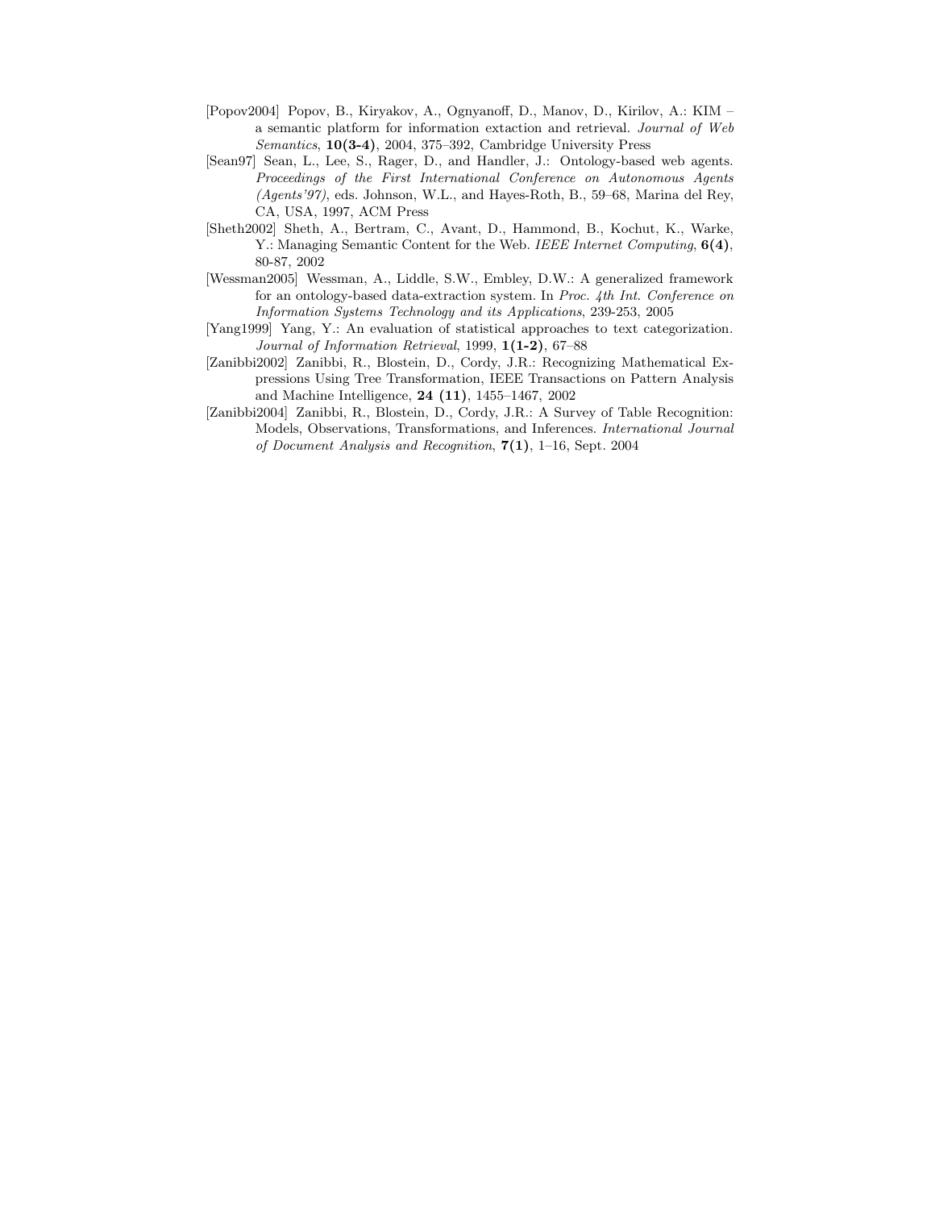[Popov2004] Popov, B., Kiryakov, A., Ognyanoff, D., Manov, D., Kirilov, A.: KIM – a semantic platform for information extaction and retrieval. *Journal of Web Semantics*, **10(3-4)**, 2004, 375–392, Cambridge University Press

[Sean97] Sean, L., Lee, S., Rager, D., and Handler, J.: Ontology-based web agents. *Proceedings of the First International Conference on Autonomous Agents (Agents'97)*, eds. Johnson, W.L., and Hayes-Roth, B., 59–68, Marina del Rey, CA, USA, 1997, ACM Press

[Sheth2002] Sheth, A., Bertram, C., Avant, D., Hammond, B., Kochut, K., Warke, Y.: Managing Semantic Content for the Web. *IEEE Internet Computing*, **6(4)**, 80-87, 2002

[Wessman2005] Wessman, A., Liddle, S.W., Embley, D.W.: A generalized framework for an ontology-based data-extraction system. In *Proc. 4th Int. Conference on Information Systems Technology and its Applications*, 239-253, 2005

[Yang1999] Yang, Y.: An evaluation of statistical approaches to text categorization. *Journal of Information Retrieval*, 1999, **1(1-2)**, 67–88

[Zanibbi2002] Zanibbi, R., Blostein, D., Cordy, J.R.: Recognizing Mathematical Expressions Using Tree Transformation, IEEE Transactions on Pattern Analysis and Machine Intelligence, **24 (11)**, 1455–1467, 2002

[Zanibbi2004] Zanibbi, R., Blostein, D., Cordy, J.R.: A Survey of Table Recognition: Models, Observations, Transformations, and Inferences. *International Journal of Document Analysis and Recognition*, **7(1)**, 1–16, Sept. 2004